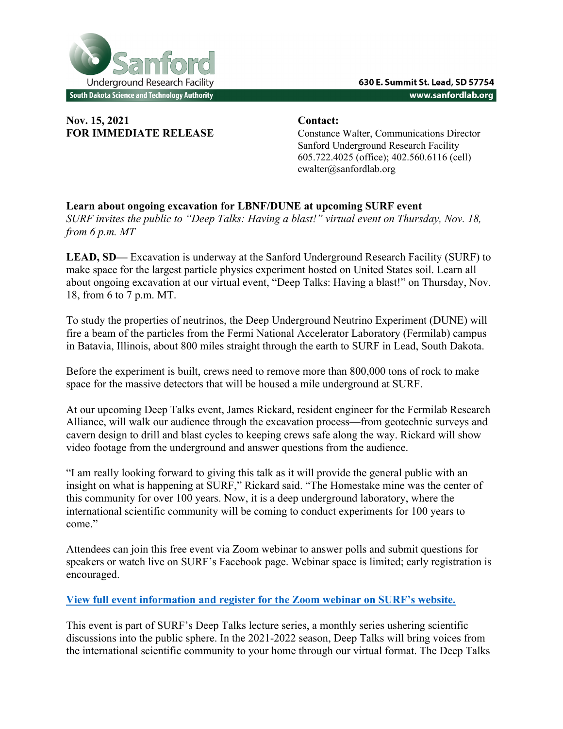Sanford Underground Research Facility
South Dakota Science and Technology Authority

630 E. Summit St. Lead, SD 57754
www.sanfordlab.org

**Nov. 15, 2021**
**FOR IMMEDIATE RELEASE**

**Contact:**
Constance Walter, Communications Director
Sanford Underground Research Facility
605.722.4025 (office); 402.560.6116 (cell)
cwalter@sanfordlab.org

**Learn about ongoing excavation for LBNF/DUNE at upcoming SURF event**
*SURF invites the public to "Deep Talks: Having a blast!" virtual event on Thursday, Nov. 18, from 6 p.m. MT*

**LEAD, SD—** Excavation is underway at the Sanford Underground Research Facility (SURF) to make space for the largest particle physics experiment hosted on United States soil. Learn all about ongoing excavation at our virtual event, "Deep Talks: Having a blast!" on Thursday, Nov. 18, from 6 to 7 p.m. MT.

To study the properties of neutrinos, the Deep Underground Neutrino Experiment (DUNE) will fire a beam of the particles from the Fermi National Accelerator Laboratory (Fermilab) campus in Batavia, Illinois, about 800 miles straight through the earth to SURF in Lead, South Dakota.

Before the experiment is built, crews need to remove more than 800,000 tons of rock to make space for the massive detectors that will be housed a mile underground at SURF.

At our upcoming Deep Talks event, James Rickard, resident engineer for the Fermilab Research Alliance, will walk our audience through the excavation process—from geotechnic surveys and cavern design to drill and blast cycles to keeping crews safe along the way. Rickard will show video footage from the underground and answer questions from the audience.

"I am really looking forward to giving this talk as it will provide the general public with an insight on what is happening at SURF," Rickard said. "The Homestake mine was the center of this community for over 100 years. Now, it is a deep underground laboratory, where the international scientific community will be coming to conduct experiments for 100 years to come."

Attendees can join this free event via Zoom webinar to answer polls and submit questions for speakers or watch live on SURF's Facebook page. Webinar space is limited; early registration is encouraged.

**View full event information and register for the Zoom webinar on SURF's website.**

This event is part of SURF's Deep Talks lecture series, a monthly series ushering scientific discussions into the public sphere. In the 2021-2022 season, Deep Talks will bring voices from the international scientific community to your home through our virtual format. The Deep Talks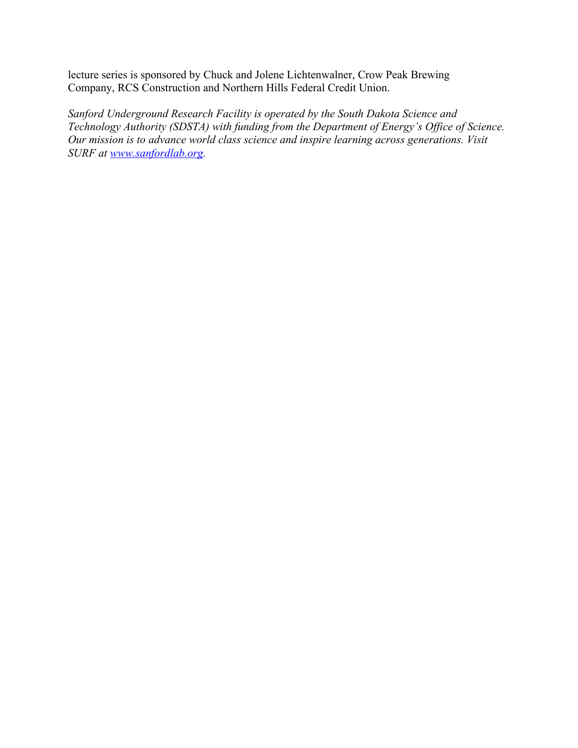lecture series is sponsored by Chuck and Jolene Lichtenwalner, Crow Peak Brewing Company, RCS Construction and Northern Hills Federal Credit Union.

*Sanford Underground Research Facility is operated by the South Dakota Science and Technology Authority (SDSTA) with funding from the Department of Energy's Office of Science. Our mission is to advance world class science and inspire learning across generations. Visit SURF at [www.sanfordlab.org](www.sanfordlab.org).*